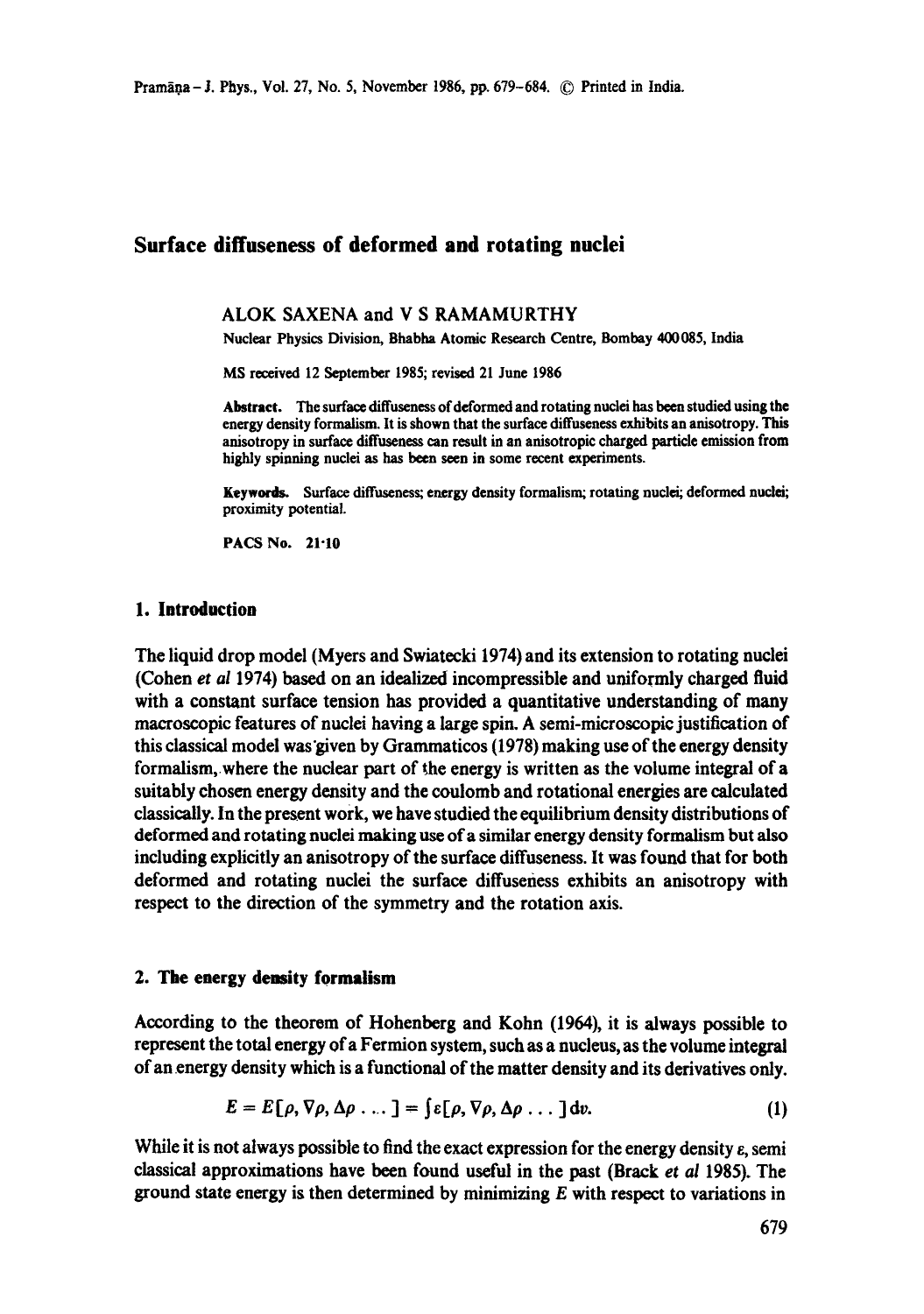# Surface diffuseness of deformed and rotating nuclei

ALOK SAXENA and V S RAMAMURTHY

Nuclear Physics Division, Bhabha Atomic Research Centre, Bombay 400085, India

MS received 12 September 1985; revised 21 June 1986

**Abstract.** The surface diffuseness of deformed and rotating nuclei has been studied using the energy density formalism. It is shown that the surface diffuseness exhibits an anisotropy. This anisotropy in surface diffuseness can result in an anisotropic charged particle emission from highly spinning nuclei as has been seen in some recent experiments.

**Keywords.** Surface diffuseness; energy density formalism; rotating nuclei; deformed nuclei; proximity potential.

**PACS No.** 21·10

## 1. Introduction

The liquid drop model (Myers and Swiatecki 1974) and its extension to rotating nuclei (Cohen *et al* 1974) based on an idealized incompressible and uniformly charged fluid with a constant surface tension has provided a quantitative understanding of many macroscopic features of nuclei having a large spin. A semi-microscopic justification of this classical model was given by Grammaticos (1978) making use of the energy density formalism, where the nuclear part of the energy is written as the volume integral of a suitably chosen energy density and the coulomb and rotational energies are calculated classically. In the present work, we have studied the equilibrium density distributions of deformed and rotating nuclei making use of a similar energy density formalism but also including explicitly an anisotropy of the surface diffuseness. It was found that for both deformed and rotating nuclei the surface diffuseness exhibits an anisotropy with respect to the direction of the symmetry and the rotation axis.

## 2. The energy density formalism

According to the theorem of Hohenberg and Kohn (1964), it is always possible to represent the total energy of a Fermion system, such as a nucleus, as the volume integral of an energy density which is a functional of the matter density and its derivatives only.

$$E = E[\rho, \nabla\rho, \Delta\rho \ldots] = \int \varepsilon[\rho, \nabla\rho, \Delta\rho \ldots] \, \mathrm{d}v. \tag{1}$$

While it is not always possible to find the exact expression for the energy density $\varepsilon$, semi classical approximations have been found useful in the past (Brack *et al* 1985). The ground state energy is then determined by minimizing $E$ with respect to variations in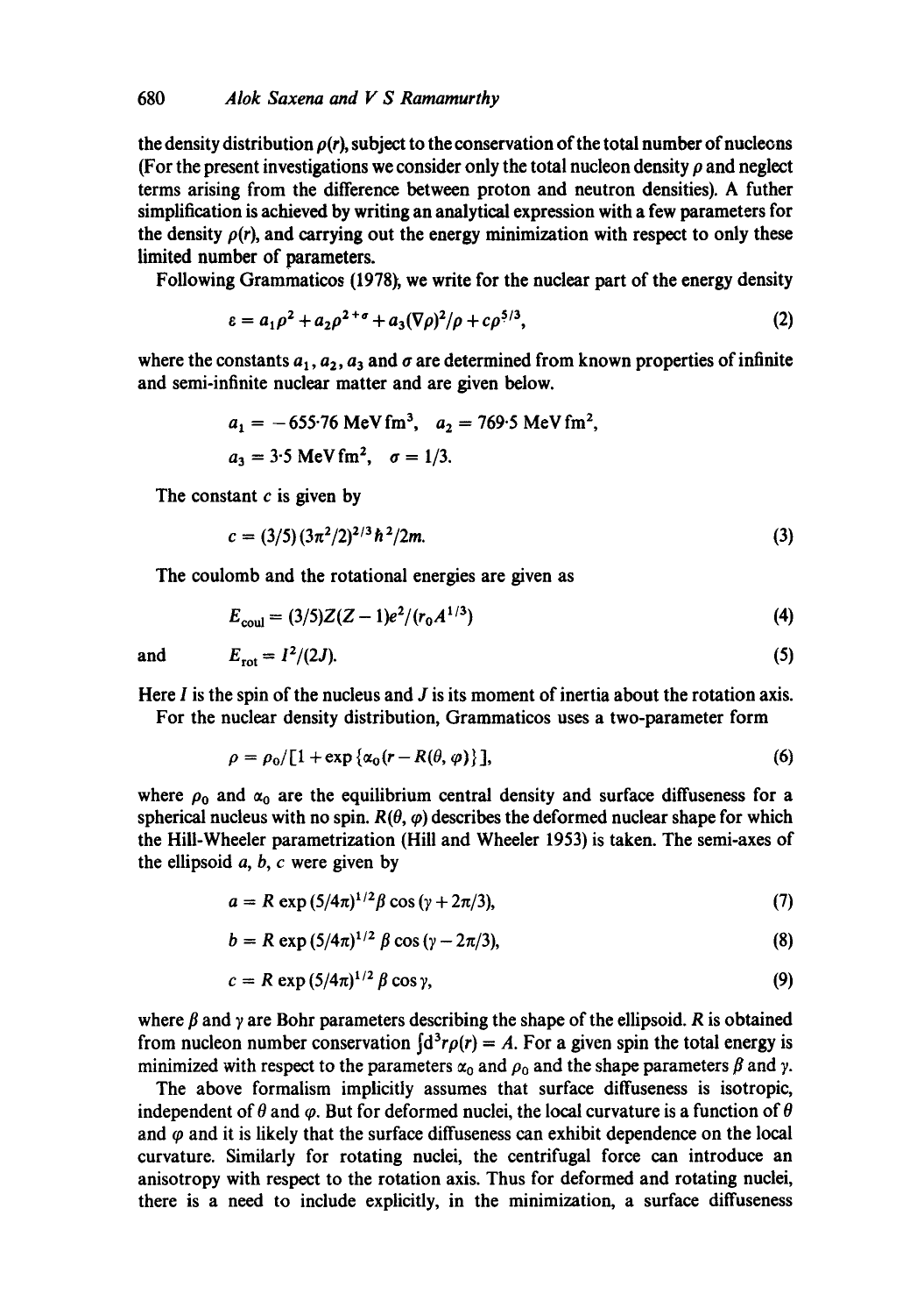the density distribution $\rho(r)$, subject to the conservation of the total number of nucleons (For the present investigations we consider only the total nucleon density $\rho$ and neglect terms arising from the difference between proton and neutron densities). A futher simplification is achieved by writing an analytical expression with a few parameters for the density $\rho(r)$, and carrying out the energy minimization with respect to only these limited number of parameters.

Following Grammaticos (1978), we write for the nuclear part of the energy density

$$\varepsilon = a_1\rho^2 + a_2\rho^{2+\sigma} + a_3(\nabla\rho)^2/\rho + c\rho^{5/3}, \tag{2}$$

where the constants $a_1$, $a_2$, $a_3$ and $\sigma$ are determined from known properties of infinite and semi-infinite nuclear matter and are given below.

$$a_1 = -655{\cdot}76 \text{ MeV fm}^3, \quad a_2 = 769{\cdot}5 \text{ MeV fm}^2,$$

$$a_3 = 3{\cdot}5 \text{ MeV fm}^2, \quad \sigma = 1/3.$$

The constant $c$ is given by

$$c = (3/5)(3\pi^2/2)^{2/3}\hbar^2/2m. \tag{3}$$

The coulomb and the rotational energies are given as

$$E_{\text{coul}} = (3/5)Z(Z-1)e^2/(r_0 A^{1/3}) \tag{4}$$

and

$$E_{\text{rot}} = I^2/(2J). \tag{5}$$

Here $I$ is the spin of the nucleus and $J$ is its moment of inertia about the rotation axis.

For the nuclear density distribution, Grammaticos uses a two-parameter form

$$\rho = \rho_0/[1 + \exp\{\alpha_0(r - R(\theta, \varphi)\}], \tag{6}$$

where $\rho_0$ and $\alpha_0$ are the equilibrium central density and surface diffuseness for a spherical nucleus with no spin. $R(\theta, \varphi)$ describes the deformed nuclear shape for which the Hill-Wheeler parametrization (Hill and Wheeler 1953) is taken. The semi-axes of the ellipsoid $a$, $b$, $c$ were given by

$$a = R \exp(5/4\pi)^{1/2}\beta \cos(\gamma + 2\pi/3), \tag{7}$$

$$b = R \exp(5/4\pi)^{1/2}\beta \cos(\gamma - 2\pi/3), \tag{8}$$

$$c = R \exp(5/4\pi)^{1/2}\beta \cos\gamma, \tag{9}$$

where $\beta$ and $\gamma$ are Bohr parameters describing the shape of the ellipsoid. $R$ is obtained from nucleon number conservation $\int d^3r\rho(r) = A$. For a given spin the total energy is minimized with respect to the parameters $\alpha_0$ and $\rho_0$ and the shape parameters $\beta$ and $\gamma$.

The above formalism implicitly assumes that surface diffuseness is isotropic, independent of $\theta$ and $\varphi$. But for deformed nuclei, the local curvature is a function of $\theta$ and $\varphi$ and it is likely that the surface diffuseness can exhibit dependence on the local curvature. Similarly for rotating nuclei, the centrifugal force can introduce an anisotropy with respect to the rotation axis. Thus for deformed and rotating nuclei, there is a need to include explicitly, in the minimization, a surface diffuseness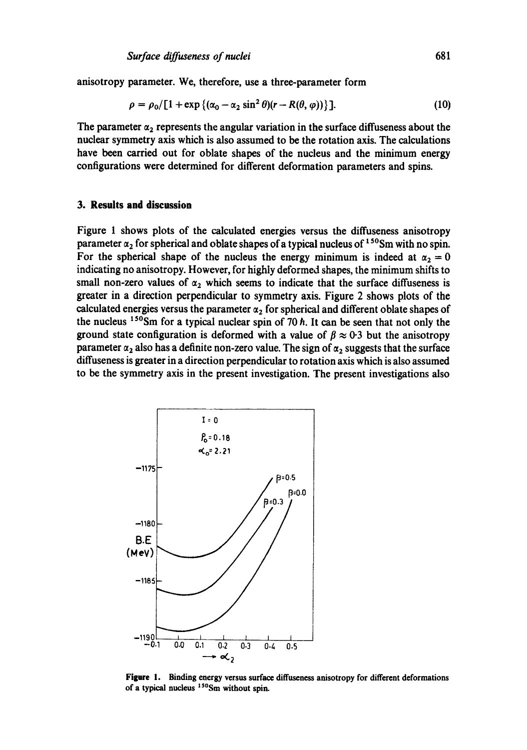anisotropy parameter. We, therefore, use a three-parameter form

$$\rho = \rho_0 / [1 + \exp\{(\alpha_0 - \alpha_2 \sin^2 \theta)(r - R(\theta, \varphi))\}]. \tag{10}$$

The parameter $\alpha_2$ represents the angular variation in the surface diffuseness about the nuclear symmetry axis which is also assumed to be the rotation axis. The calculations have been carried out for oblate shapes of the nucleus and the minimum energy configurations were determined for different deformation parameters and spins.

## 3. Results and discussion

Figure 1 shows plots of the calculated energies versus the diffuseness anisotropy parameter $\alpha_2$ for spherical and oblate shapes of a typical nucleus of $^{150}$Sm with no spin. For the spherical shape of the nucleus the energy minimum is indeed at $\alpha_2 = 0$ indicating no anisotropy. However, for highly deformed shapes, the minimum shifts to small non-zero values of $\alpha_2$ which seems to indicate that the surface diffuseness is greater in a direction perpendicular to symmetry axis. Figure 2 shows plots of the calculated energies versus the parameter $\alpha_2$ for spherical and different oblate shapes of the nucleus $^{150}$Sm for a typical nuclear spin of 70 $\hbar$. It can be seen that not only the ground state configuration is deformed with a value of $\beta \approx 0{\cdot}3$ but the anisotropy parameter $\alpha_2$ also has a definite non-zero value. The sign of $\alpha_2$ suggests that the surface diffuseness is greater in a direction perpendicular to rotation axis which is also assumed to be the symmetry axis in the present investigation. The present investigations also

**Figure 1.** Binding energy versus surface diffuseness anisotropy for different deformations of a typical nucleus $^{150}$Sm without spin.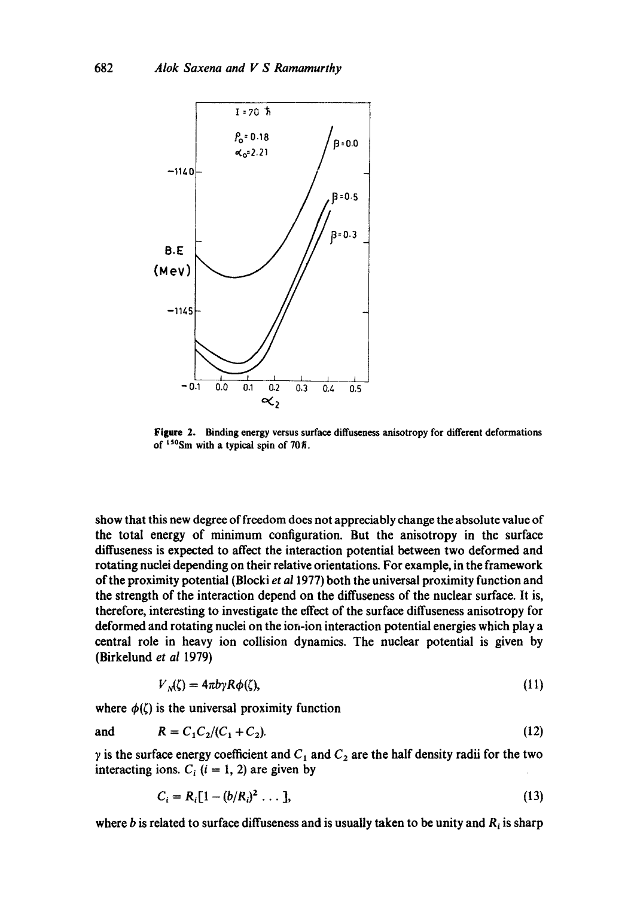**Figure 2.** Binding energy versus surface diffuseness anisotropy for different deformations of $^{150}$Sm with a typical spin of $70\hbar$.

show that this new degree of freedom does not appreciably change the absolute value of the total energy of minimum configuration. But the anisotropy in the surface diffuseness is expected to affect the interaction potential between two deformed and rotating nuclei depending on their relative orientations. For example, in the framework of the proximity potential (Blocki *et al* 1977) both the universal proximity function and the strength of the interaction depend on the diffuseness of the nuclear surface. It is, therefore, interesting to investigate the effect of the surface diffuseness anisotropy for deformed and rotating nuclei on the ion-ion interaction potential energies which play a central role in heavy ion collision dynamics. The nuclear potential is given by (Birkelund *et al* 1979)

$$V_N(\zeta) = 4\pi b\gamma R\phi(\zeta), \tag{11}$$

where $\phi(\zeta)$ is the universal proximity function

and $$R = C_1 C_2/(C_1 + C_2). \tag{12}$$

$\gamma$ is the surface energy coefficient and $C_1$ and $C_2$ are the half density radii for the two interacting ions. $C_i$ $(i = 1, 2)$ are given by

$$C_i = R_i[1 - (b/R_i)^2 \ldots], \tag{13}$$

where $b$ is related to surface diffuseness and is usually taken to be unity and $R_i$ is sharp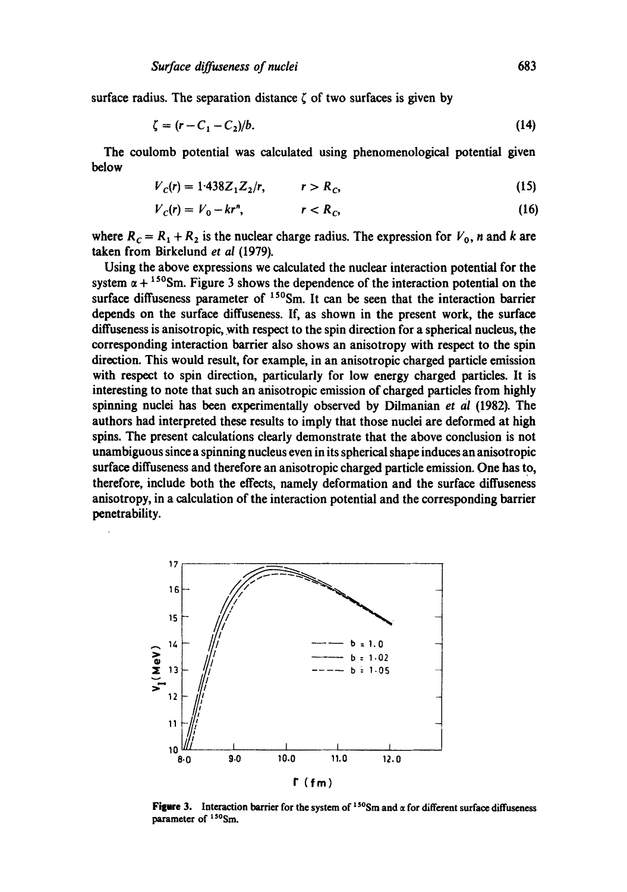surface radius. The separation distance $\zeta$ of two surfaces is given by

$$\zeta = (r - C_1 - C_2)/b. \tag{14}$$

The coulomb potential was calculated using phenomenological potential given below

$$V_C(r) = 1{\cdot}438 Z_1 Z_2 / r, \qquad r > R_C, \tag{15}$$

$$V_C(r) = V_0 - kr^n, \qquad r < R_C, \tag{16}$$

where $R_C = R_1 + R_2$ is the nuclear charge radius. The expression for $V_0$, $n$ and $k$ are taken from Birkelund *et al* (1979).

Using the above expressions we calculated the nuclear interaction potential for the system $\alpha + {}^{150}\mathrm{Sm}$. Figure 3 shows the dependence of the interaction potential on the surface diffuseness parameter of ${}^{150}\mathrm{Sm}$. It can be seen that the interaction barrier depends on the surface diffuseness. If, as shown in the present work, the surface diffuseness is anisotropic, with respect to the spin direction for a spherical nucleus, the corresponding interaction barrier also shows an anisotropy with respect to the spin direction. This would result, for example, in an anisotropic charged particle emission with respect to spin direction, particularly for low energy charged particles. It is interesting to note that such an anisotropic emission of charged particles from highly spinning nuclei has been experimentally observed by Dilmanian *et al* (1982). The authors had interpreted these results to imply that those nuclei are deformed at high spins. The present calculations clearly demonstrate that the above conclusion is not unambiguous since a spinning nucleus even in its spherical shape induces an anisotropic surface diffuseness and therefore an anisotropic charged particle emission. One has to, therefore, include both the effects, namely deformation and the surface diffuseness anisotropy, in a calculation of the interaction potential and the corresponding barrier penetrability.

**Figure 3.** Interaction barrier for the system of ${}^{150}\mathrm{Sm}$ and $\alpha$ for different surface diffuseness parameter of ${}^{150}\mathrm{Sm}$.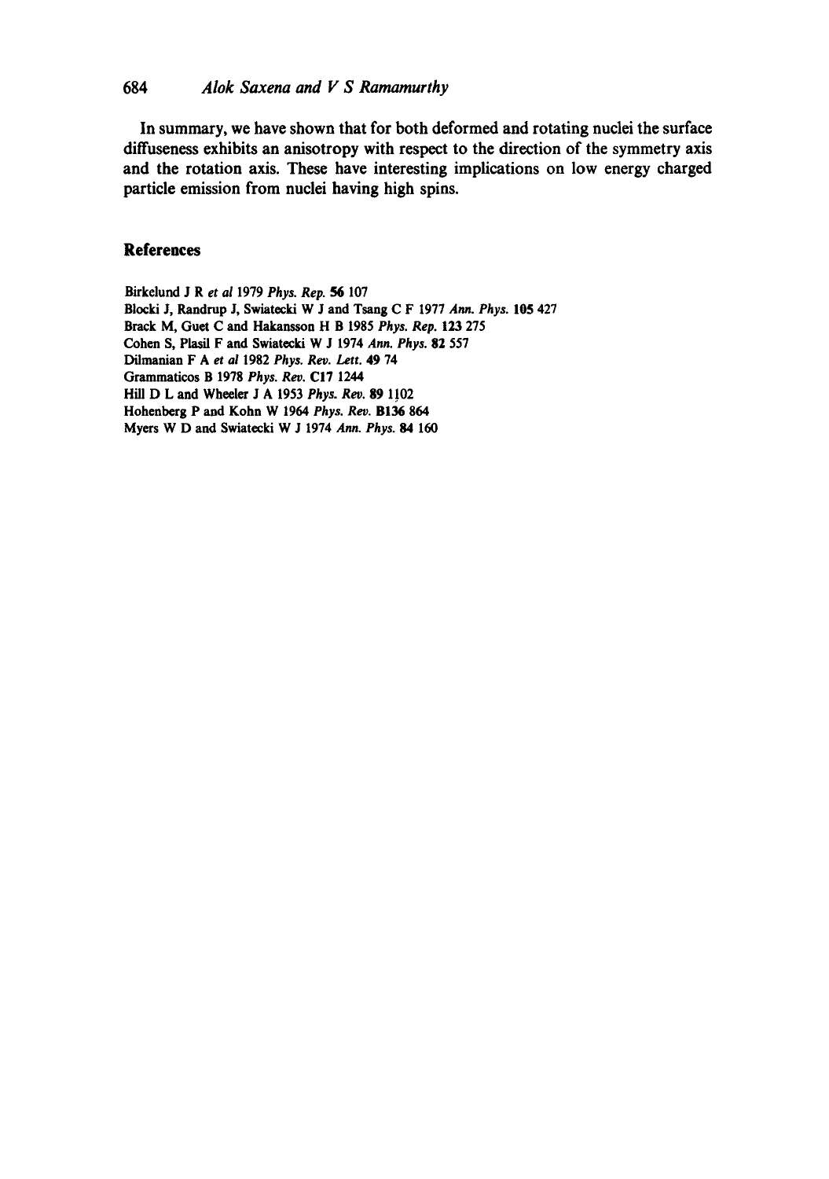In summary, we have shown that for both deformed and rotating nuclei the surface diffuseness exhibits an anisotropy with respect to the direction of the symmetry axis and the rotation axis. These have interesting implications on low energy charged particle emission from nuclei having high spins.

## References

Birkelund J R *et al* 1979 *Phys. Rep.* **56** 107

Blocki J, Randrup J, Swiatecki W J and Tsang C F 1977 *Ann. Phys.* **105** 427

Brack M, Guet C and Hakansson H B 1985 *Phys. Rep.* **123** 275

Cohen S, Plasil F and Swiatecki W J 1974 *Ann. Phys.* **82** 557

Dilmanian F A *et al* 1982 *Phys. Rev. Lett.* **49** 74

Grammaticos B 1978 *Phys. Rev.* **C17** 1244

Hill D L and Wheeler J A 1953 *Phys. Rev.* **89** 1102

Hohenberg P and Kohn W 1964 *Phys. Rev.* **B136** 864

Myers W D and Swiatecki W J 1974 *Ann. Phys.* **84** 160